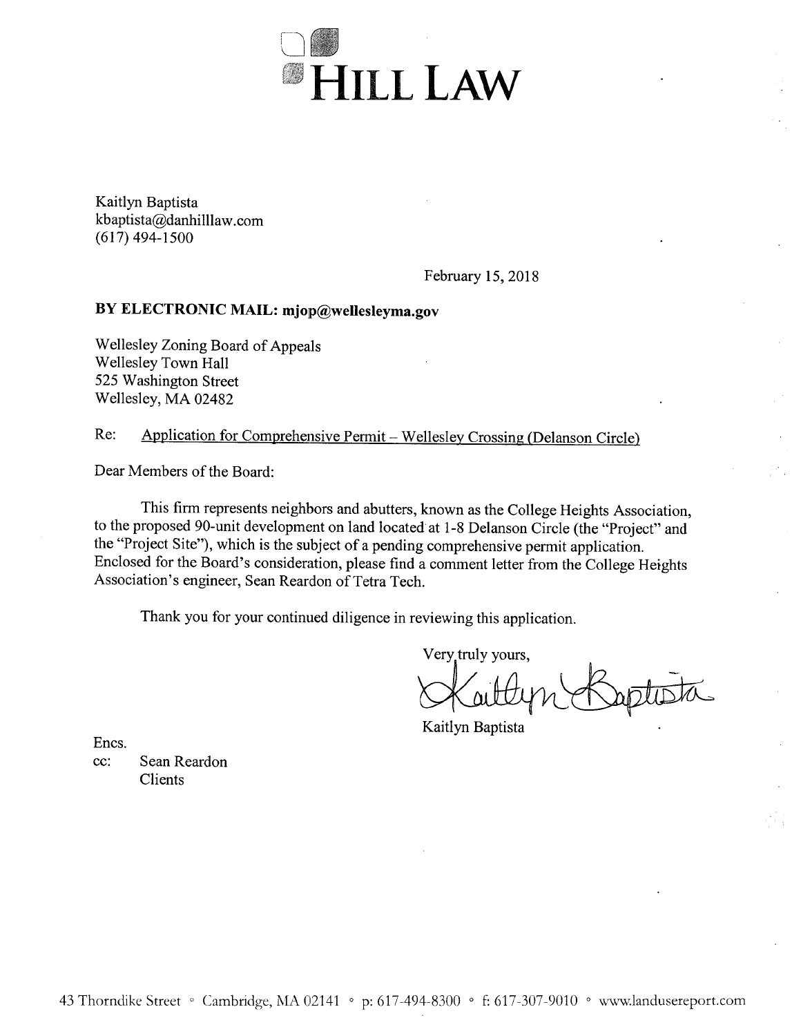# HILL LAW

Kaitlyn Baptista
kbaptista@danhilllaw.com
(617) 494-1500

February 15, 2018

**BY ELECTRONIC MAIL: mjop@wellesleyma.gov**

Wellesley Zoning Board of Appeals
Wellesley Town Hall
525 Washington Street
Wellesley, MA 02482

Re: Application for Comprehensive Permit – Wellesley Crossing (Delanson Circle)

Dear Members of the Board:

This firm represents neighbors and abutters, known as the College Heights Association, to the proposed 90-unit development on land located at 1-8 Delanson Circle (the "Project" and the "Project Site"), which is the subject of a pending comprehensive permit application. Enclosed for the Board's consideration, please find a comment letter from the College Heights Association's engineer, Sean Reardon of Tetra Tech.

Thank you for your continued diligence in reviewing this application.

Very truly yours,

Kaitlyn Baptista

Encs.
cc: Sean Reardon
Clients

43 Thorndike Street ◦ Cambridge, MA 02141 ◦ p: 617-494-8300 ◦ f: 617-307-9010 ◦ www.landusereport.com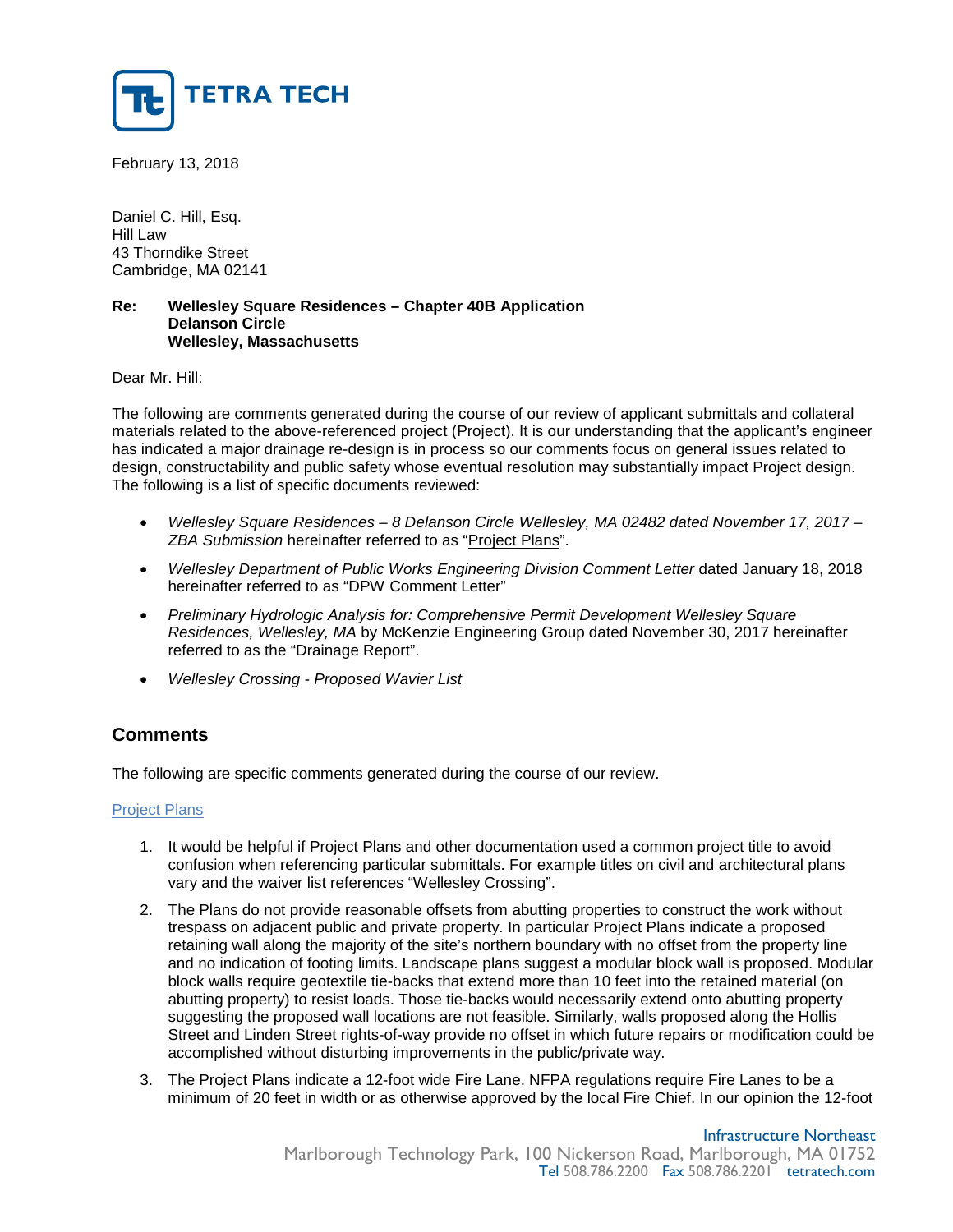February 13, 2018

Daniel C. Hill, Esq.
Hill Law
43 Thorndike Street
Cambridge, MA 02141

**Re: Wellesley Square Residences – Chapter 40B Application**
**Delanson Circle**
**Wellesley, Massachusetts**

Dear Mr. Hill:

The following are comments generated during the course of our review of applicant submittals and collateral materials related to the above-referenced project (Project). It is our understanding that the applicant's engineer has indicated a major drainage re-design is in process so our comments focus on general issues related to design, constructability and public safety whose eventual resolution may substantially impact Project design. The following is a list of specific documents reviewed:

- *Wellesley Square Residences – 8 Delanson Circle Wellesley, MA 02482 dated November 17, 2017 – ZBA Submission* hereinafter referred to as "Project Plans".
- *Wellesley Department of Public Works Engineering Division Comment Letter* dated January 18, 2018 hereinafter referred to as "DPW Comment Letter"
- *Preliminary Hydrologic Analysis for: Comprehensive Permit Development Wellesley Square Residences, Wellesley, MA* by McKenzie Engineering Group dated November 30, 2017 hereinafter referred to as the "Drainage Report".
- *Wellesley Crossing - Proposed Wavier List*

## Comments

The following are specific comments generated during the course of our review.

### Project Plans

1. It would be helpful if Project Plans and other documentation used a common project title to avoid confusion when referencing particular submittals. For example titles on civil and architectural plans vary and the waiver list references "Wellesley Crossing".
2. The Plans do not provide reasonable offsets from abutting properties to construct the work without trespass on adjacent public and private property. In particular Project Plans indicate a proposed retaining wall along the majority of the site's northern boundary with no offset from the property line and no indication of footing limits. Landscape plans suggest a modular block wall is proposed. Modular block walls require geotextile tie-backs that extend more than 10 feet into the retained material (on abutting property) to resist loads. Those tie-backs would necessarily extend onto abutting property suggesting the proposed wall locations are not feasible. Similarly, walls proposed along the Hollis Street and Linden Street rights-of-way provide no offset in which future repairs or modification could be accomplished without disturbing improvements in the public/private way.
3. The Project Plans indicate a 12-foot wide Fire Lane. NFPA regulations require Fire Lanes to be a minimum of 20 feet in width or as otherwise approved by the local Fire Chief. In our opinion the 12-foot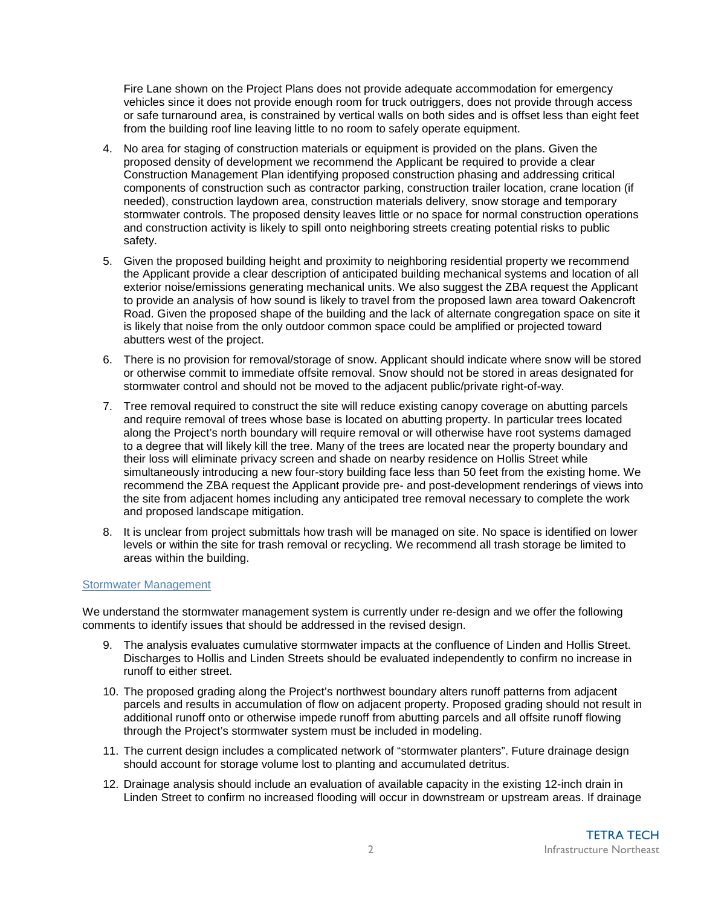Fire Lane shown on the Project Plans does not provide adequate accommodation for emergency vehicles since it does not provide enough room for truck outriggers, does not provide through access or safe turnaround area, is constrained by vertical walls on both sides and is offset less than eight feet from the building roof line leaving little to no room to safely operate equipment.

4. No area for staging of construction materials or equipment is provided on the plans. Given the proposed density of development we recommend the Applicant be required to provide a clear Construction Management Plan identifying proposed construction phasing and addressing critical components of construction such as contractor parking, construction trailer location, crane location (if needed), construction laydown area, construction materials delivery, snow storage and temporary stormwater controls. The proposed density leaves little or no space for normal construction operations and construction activity is likely to spill onto neighboring streets creating potential risks to public safety.

5. Given the proposed building height and proximity to neighboring residential property we recommend the Applicant provide a clear description of anticipated building mechanical systems and location of all exterior noise/emissions generating mechanical units. We also suggest the ZBA request the Applicant to provide an analysis of how sound is likely to travel from the proposed lawn area toward Oakencroft Road. Given the proposed shape of the building and the lack of alternate congregation space on site it is likely that noise from the only outdoor common space could be amplified or projected toward abutters west of the project.

6. There is no provision for removal/storage of snow. Applicant should indicate where snow will be stored or otherwise commit to immediate offsite removal. Snow should not be stored in areas designated for stormwater control and should not be moved to the adjacent public/private right-of-way.

7. Tree removal required to construct the site will reduce existing canopy coverage on abutting parcels and require removal of trees whose base is located on abutting property. In particular trees located along the Project's north boundary will require removal or will otherwise have root systems damaged to a degree that will likely kill the tree. Many of the trees are located near the property boundary and their loss will eliminate privacy screen and shade on nearby residence on Hollis Street while simultaneously introducing a new four-story building face less than 50 feet from the existing home. We recommend the ZBA request the Applicant provide pre- and post-development renderings of views into the site from adjacent homes including any anticipated tree removal necessary to complete the work and proposed landscape mitigation.

8. It is unclear from project submittals how trash will be managed on site. No space is identified on lower levels or within the site for trash removal or recycling. We recommend all trash storage be limited to areas within the building.

## Stormwater Management

We understand the stormwater management system is currently under re-design and we offer the following comments to identify issues that should be addressed in the revised design.

9. The analysis evaluates cumulative stormwater impacts at the confluence of Linden and Hollis Street. Discharges to Hollis and Linden Streets should be evaluated independently to confirm no increase in runoff to either street.

10. The proposed grading along the Project's northwest boundary alters runoff patterns from adjacent parcels and results in accumulation of flow on adjacent property. Proposed grading should not result in additional runoff onto or otherwise impede runoff from abutting parcels and all offsite runoff flowing through the Project's stormwater system must be included in modeling.

11. The current design includes a complicated network of "stormwater planters". Future drainage design should account for storage volume lost to planting and accumulated detritus.

12. Drainage analysis should include an evaluation of available capacity in the existing 12-inch drain in Linden Street to confirm no increased flooding will occur in downstream or upstream areas. If drainage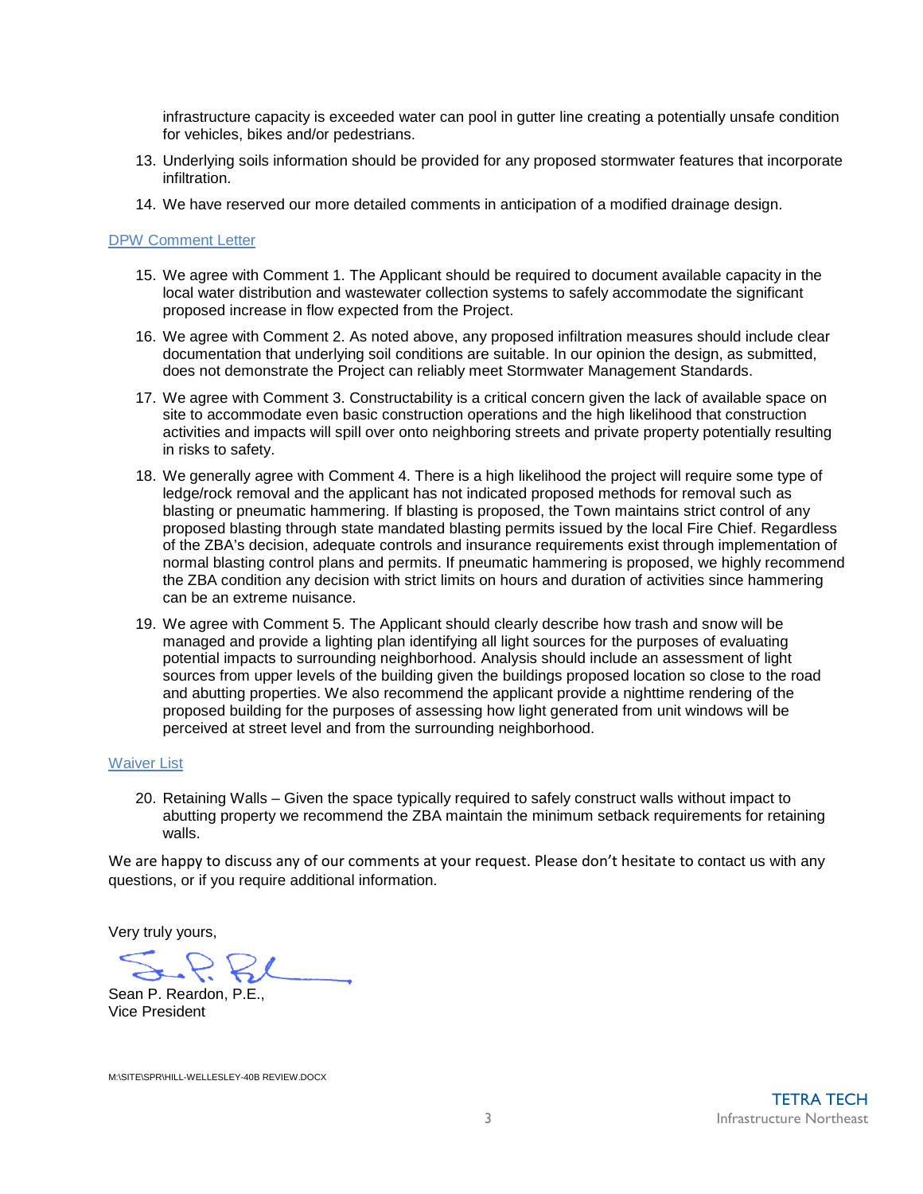infrastructure capacity is exceeded water can pool in gutter line creating a potentially unsafe condition for vehicles, bikes and/or pedestrians.

13. Underlying soils information should be provided for any proposed stormwater features that incorporate infiltration.
14. We have reserved our more detailed comments in anticipation of a modified drainage design.

DPW Comment Letter

15. We agree with Comment 1. The Applicant should be required to document available capacity in the local water distribution and wastewater collection systems to safely accommodate the significant proposed increase in flow expected from the Project.
16. We agree with Comment 2. As noted above, any proposed infiltration measures should include clear documentation that underlying soil conditions are suitable. In our opinion the design, as submitted, does not demonstrate the Project can reliably meet Stormwater Management Standards.
17. We agree with Comment 3. Constructability is a critical concern given the lack of available space on site to accommodate even basic construction operations and the high likelihood that construction activities and impacts will spill over onto neighboring streets and private property potentially resulting in risks to safety.
18. We generally agree with Comment 4. There is a high likelihood the project will require some type of ledge/rock removal and the applicant has not indicated proposed methods for removal such as blasting or pneumatic hammering. If blasting is proposed, the Town maintains strict control of any proposed blasting through state mandated blasting permits issued by the local Fire Chief. Regardless of the ZBA's decision, adequate controls and insurance requirements exist through implementation of normal blasting control plans and permits. If pneumatic hammering is proposed, we highly recommend the ZBA condition any decision with strict limits on hours and duration of activities since hammering can be an extreme nuisance.
19. We agree with Comment 5. The Applicant should clearly describe how trash and snow will be managed and provide a lighting plan identifying all light sources for the purposes of evaluating potential impacts to surrounding neighborhood. Analysis should include an assessment of light sources from upper levels of the building given the buildings proposed location so close to the road and abutting properties. We also recommend the applicant provide a nighttime rendering of the proposed building for the purposes of assessing how light generated from unit windows will be perceived at street level and from the surrounding neighborhood.

Waiver List

20. Retaining Walls – Given the space typically required to safely construct walls without impact to abutting property we recommend the ZBA maintain the minimum setback requirements for retaining walls.

We are happy to discuss any of our comments at your request. Please don't hesitate to contact us with any questions, or if you require additional information.

Very truly yours,

Sean P. Reardon, P.E.,
Vice President

M:\SITE\SPR\HILL-WELLESLEY-40B REVIEW.DOCX

TETRA TECH
Infrastructure Northeast